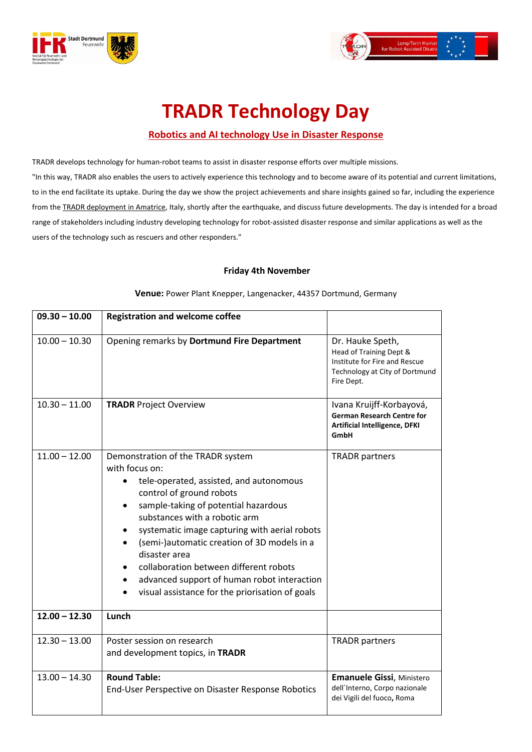# TRADR Technology Day

## Robotics and AI technology Use in Disaster Response

TRADR develops technology for human-robot teams to assist in disaster response efforts over multiple missions.

"In this way, TRADR also enables the users to actively experience this technology and to become aware of its potential and current limitations, to in the end facilitate its uptake. During the day we show the project achievements and share insights gained so far, including the experience from the TRADR deployment in Amatrice, Italy, shortly after the earthquake, and discuss future developments. The day is intended for a broad range of stakeholders including industry developing technology for robot-assisted disaster response and similar applications as well as the users of the technology such as rescuers and other responders."

**Friday 4th November**

**Venue:** Power Plant Knepper, Langenacker, 44357 Dortmund, Germany

| | | |
|---|---|---|
| **09.30 – 10.00** | **Registration and welcome coffee** | |
| 10.00 – 10.30 | Opening remarks by **Dortmund Fire Department** | Dr. Hauke Speth, Head of Training Dept & Institute for Fire and Rescue Technology at City of Dortmund Fire Dept. |
| 10.30 – 11.00 | **TRADR** Project Overview | Ivana Kruijff-Korbayová, **German Research Centre for Artificial Intelligence, DFKI GmbH** |
| 11.00 – 12.00 | Demonstration of the TRADR system with focus on: <br>• tele-operated, assisted, and autonomous control of ground robots <br>• sample-taking of potential hazardous substances with a robotic arm <br>• systematic image capturing with aerial robots <br>• (semi-)automatic creation of 3D models in a disaster area <br>• collaboration between different robots <br>• advanced support of human robot interaction <br>• visual assistance for the priorisation of goals | TRADR partners |
| **12.00 – 12.30** | **Lunch** | |
| 12.30 – 13.00 | Poster session on research and development topics, in **TRADR** | TRADR partners |
| 13.00 – 14.30 | **Round Table:** End-User Perspective on Disaster Response Robotics | **Emanuele Gissi**, Ministero dell´Interno, Corpo nazionale dei Vigili del fuoco**,** Roma |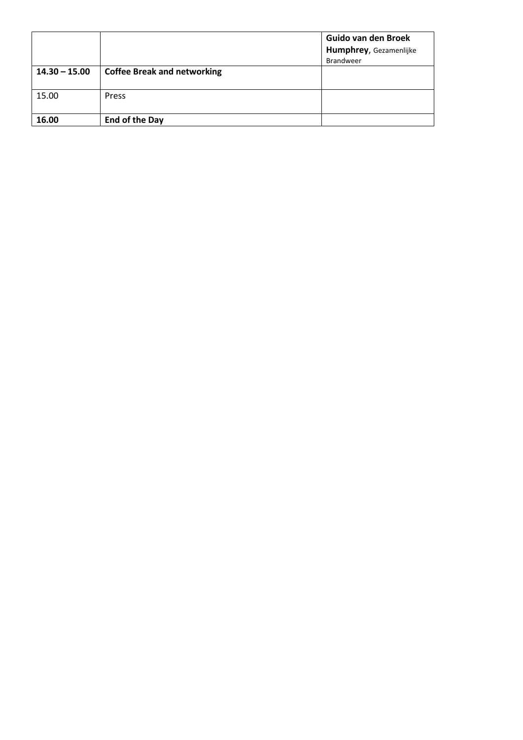| | | |
|---|---|---|
| | | **Guido van den Broek Humphrey**, Gezamenlijke Brandweer |
| **14.30 – 15.00** | **Coffee Break and networking** | |
| 15.00 | Press | |
| **16.00** | **End of the Day** | |